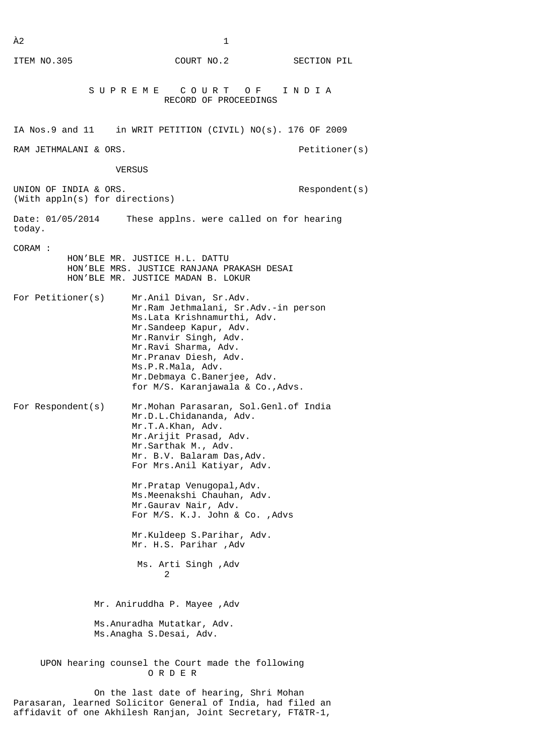ITEM NO.305                    COURT NO.2            SECTION PIL

# S U P R E M E   C O U R T   O F   I N D I A
## RECORD OF PROCEEDINGS

IA Nos.9 and 11    in WRIT PETITION (CIVIL) NO(s). 176 OF 2009

RAM JETHMALANI & ORS.                                    Petitioner(s)

VERSUS

UNION OF INDIA & ORS.                                    Respondent(s)
(With appln(s) for directions)

Date: 01/05/2014     These applns. were called on for hearing today.

CORAM :
HON'BLE MR. JUSTICE H.L. DATTU
HON'BLE MRS. JUSTICE RANJANA PRAKASH DESAI
HON'BLE MR. JUSTICE MADAN B. LOKUR

For Petitioner(s)
Mr.Anil Divan, Sr.Adv.
Mr.Ram Jethmalani, Sr.Adv.-in person
Ms.Lata Krishnamurthi, Adv.
Mr.Sandeep Kapur, Adv.
Mr.Ranvir Singh, Adv.
Mr.Ravi Sharma, Adv.
Mr.Pranav Diesh, Adv.
Ms.P.R.Mala, Adv.
Mr.Debmaya C.Banerjee, Adv.
for M/S. Karanjawala & Co.,Advs.

For Respondent(s)
Mr.Mohan Parasaran, Sol.Genl.of India
Mr.D.L.Chidananda, Adv.
Mr.T.A.Khan, Adv.
Mr.Arijit Prasad, Adv.
Mr.Sarthak M., Adv.
Mr. B.V. Balaram Das,Adv.
For Mrs.Anil Katiyar, Adv.

Mr.Pratap Venugopal,Adv.
Ms.Meenakshi Chauhan, Adv.
Mr.Gaurav Nair, Adv.
For M/S. K.J. John & Co. ,Advs

Mr.Kuldeep S.Parihar, Adv.
Mr. H.S. Parihar ,Adv

Ms. Arti Singh ,Adv

Mr. Aniruddha P. Mayee ,Adv

Ms.Anuradha Mutatkar, Adv.
Ms.Anagha S.Desai, Adv.

UPON hearing counsel the Court made the following

O R D E R

On the last date of hearing, Shri Mohan Parasaran, learned Solicitor General of India, had filed an affidavit of one Akhilesh Ranjan, Joint Secretary, FT&TR-1,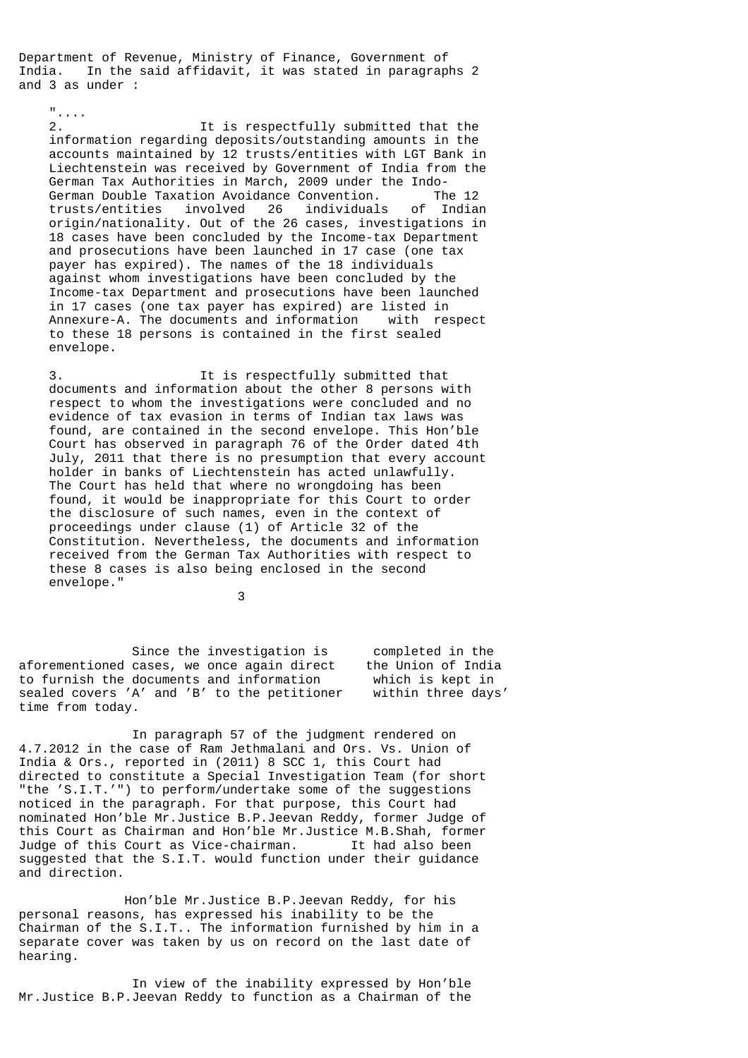Department of Revenue, Ministry of Finance, Government of India. In the said affidavit, it was stated in paragraphs 2 and 3 as under :

> "....
>
> 2. It is respectfully submitted that the information regarding deposits/outstanding amounts in the accounts maintained by 12 trusts/entities with LGT Bank in Liechtenstein was received by Government of India from the German Tax Authorities in March, 2009 under the Indo-German Double Taxation Avoidance Convention. The 12 trusts/entities involved 26 individuals of Indian origin/nationality. Out of the 26 cases, investigations in 18 cases have been concluded by the Income-tax Department and prosecutions have been launched in 17 case (one tax payer has expired). The names of the 18 individuals against whom investigations have been concluded by the Income-tax Department and prosecutions have been launched in 17 cases (one tax payer has expired) are listed in Annexure-A. The documents and information with respect to these 18 persons is contained in the first sealed envelope.
>
> 3. It is respectfully submitted that documents and information about the other 8 persons with respect to whom the investigations were concluded and no evidence of tax evasion in terms of Indian tax laws was found, are contained in the second envelope. This Hon'ble Court has observed in paragraph 76 of the Order dated 4th July, 2011 that there is no presumption that every account holder in banks of Liechtenstein has acted unlawfully. The Court has held that where no wrongdoing has been found, it would be inappropriate for this Court to order the disclosure of such names, even in the context of proceedings under clause (1) of Article 32 of the Constitution. Nevertheless, the documents and information received from the German Tax Authorities with respect to these 8 cases is also being enclosed in the second envelope."

Since the investigation is completed in the aforementioned cases, we once again direct the Union of India to furnish the documents and information which is kept in sealed covers 'A' and 'B' to the petitioner within three days' time from today.

In paragraph 57 of the judgment rendered on 4.7.2012 in the case of Ram Jethmalani and Ors. Vs. Union of India & Ors., reported in (2011) 8 SCC 1, this Court had directed to constitute a Special Investigation Team (for short "the 'S.I.T.'") to perform/undertake some of the suggestions noticed in the paragraph. For that purpose, this Court had nominated Hon'ble Mr.Justice B.P.Jeevan Reddy, former Judge of this Court as Chairman and Hon'ble Mr.Justice M.B.Shah, former Judge of this Court as Vice-chairman. It had also been suggested that the S.I.T. would function under their guidance and direction.

Hon'ble Mr.Justice B.P.Jeevan Reddy, for his personal reasons, has expressed his inability to be the Chairman of the S.I.T.. The information furnished by him in a separate cover was taken by us on record on the last date of hearing.

In view of the inability expressed by Hon'ble Mr.Justice B.P.Jeevan Reddy to function as a Chairman of the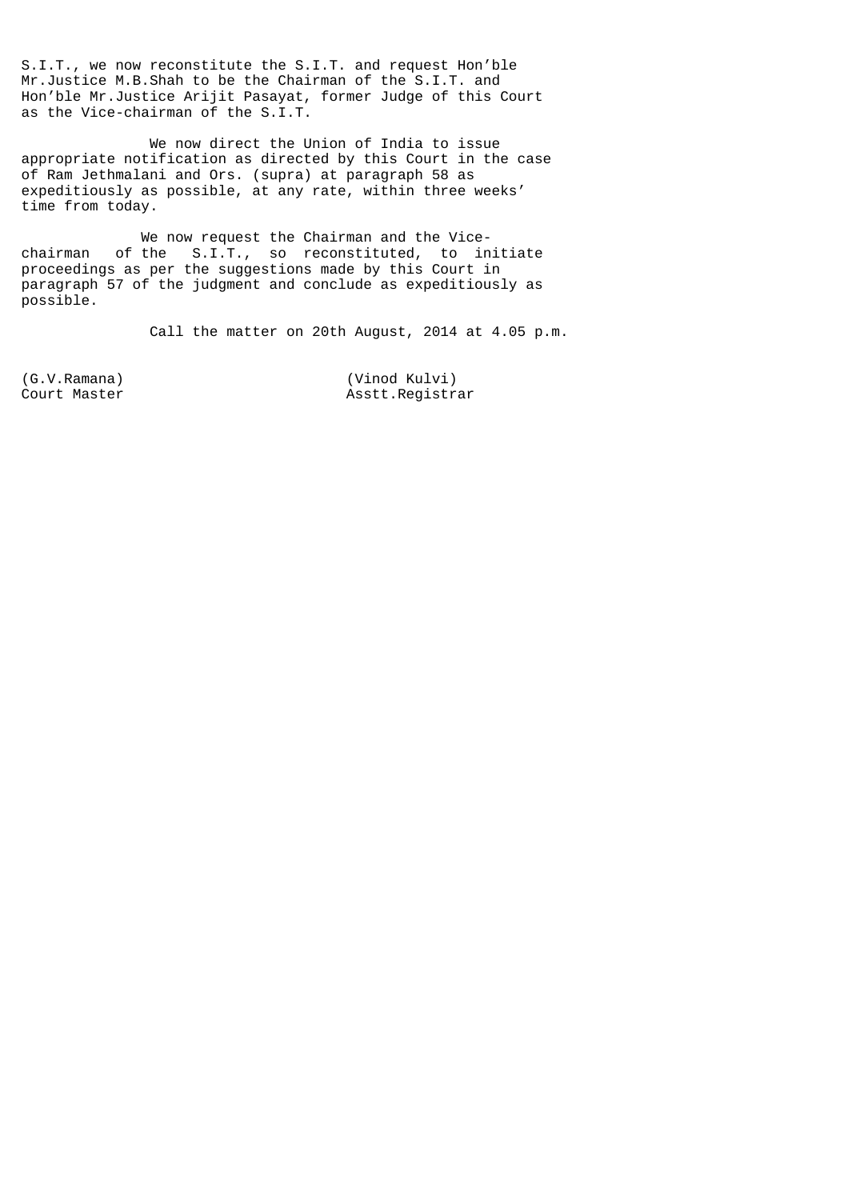S.I.T., we now reconstitute the S.I.T. and request Hon’ble Mr.Justice M.B.Shah to be the Chairman of the S.I.T. and Hon’ble Mr.Justice Arijit Pasayat, former Judge of this Court as the Vice-chairman of the S.I.T.

We now direct the Union of India to issue appropriate notification as directed by this Court in the case of Ram Jethmalani and Ors. (supra) at paragraph 58 as expeditiously as possible, at any rate, within three weeks’ time from today.

We now request the Chairman and the Vice-chairman of the S.I.T., so reconstituted, to initiate proceedings as per the suggestions made by this Court in paragraph 57 of the judgment and conclude as expeditiously as possible.

Call the matter on 20th August, 2014 at 4.05 p.m.

(G.V.Ramana)
Court Master

(Vinod Kulvi)
Asstt.Registrar